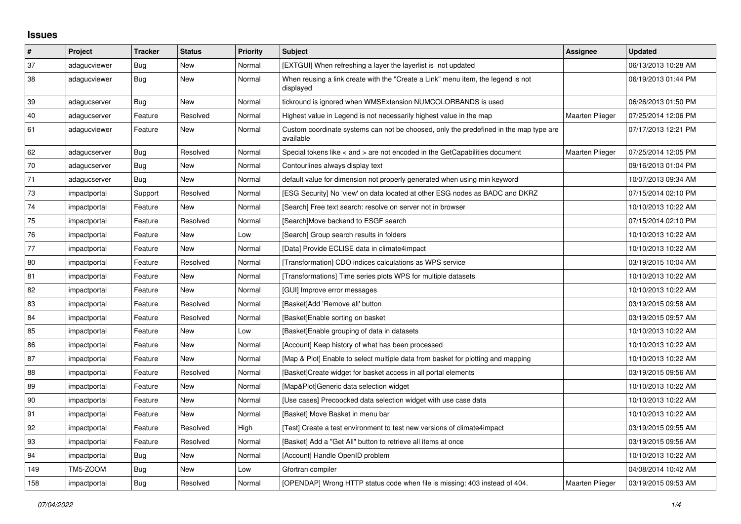# Issues

| # | Project | Tracker | Status | Priority | Subject | Assignee | Updated |
|---|---|---|---|---|---|---|---|
| 37 | adagucviewer | Bug | New | Normal | [EXTGUI] When refreshing a layer the layerlist is not updated | | 06/13/2013 10:28 AM |
| 38 | adagucviewer | Bug | New | Normal | When reusing a link create with the "Create a Link" menu item, the legend is not displayed | | 06/19/2013 01:44 PM |
| 39 | adagucserver | Bug | New | Normal | tickround is ignored when WMSExtension NUMCOLORBANDS is used | | 06/26/2013 01:50 PM |
| 40 | adagucserver | Feature | Resolved | Normal | Highest value in Legend is not necessarily highest value in the map | Maarten Plieger | 07/25/2014 12:06 PM |
| 61 | adagucviewer | Feature | New | Normal | Custom coordinate systems can not be choosed, only the predefined in the map type are available | | 07/17/2013 12:21 PM |
| 62 | adagucserver | Bug | Resolved | Normal | Special tokens like < and > are not encoded in the GetCapabilities document | Maarten Plieger | 07/25/2014 12:05 PM |
| 70 | adagucserver | Bug | New | Normal | Contourlines always display text | | 09/16/2013 01:04 PM |
| 71 | adagucserver | Bug | New | Normal | default value for dimension not properly generated when using min keyword | | 10/07/2013 09:34 AM |
| 73 | impactportal | Support | Resolved | Normal | [ESG Security] No 'view' on data located at other ESG nodes as BADC and DKRZ | | 07/15/2014 02:10 PM |
| 74 | impactportal | Feature | New | Normal | [Search] Free text search: resolve on server not in browser | | 10/10/2013 10:22 AM |
| 75 | impactportal | Feature | Resolved | Normal | [Search]Move backend to ESGF search | | 07/15/2014 02:10 PM |
| 76 | impactportal | Feature | New | Low | [Search] Group search results in folders | | 10/10/2013 10:22 AM |
| 77 | impactportal | Feature | New | Normal | [Data] Provide ECLISE data in climate4impact | | 10/10/2013 10:22 AM |
| 80 | impactportal | Feature | Resolved | Normal | [Transformation] CDO indices calculations as WPS service | | 03/19/2015 10:04 AM |
| 81 | impactportal | Feature | New | Normal | [Transformations] Time series plots WPS for multiple datasets | | 10/10/2013 10:22 AM |
| 82 | impactportal | Feature | New | Normal | [GUI] Improve error messages | | 10/10/2013 10:22 AM |
| 83 | impactportal | Feature | Resolved | Normal | [Basket]Add 'Remove all' button | | 03/19/2015 09:58 AM |
| 84 | impactportal | Feature | Resolved | Normal | [Basket]Enable sorting on basket | | 03/19/2015 09:57 AM |
| 85 | impactportal | Feature | New | Low | [Basket]Enable grouping of data in datasets | | 10/10/2013 10:22 AM |
| 86 | impactportal | Feature | New | Normal | [Account] Keep history of what has been processed | | 10/10/2013 10:22 AM |
| 87 | impactportal | Feature | New | Normal | [Map & Plot] Enable to select multiple data from basket for plotting and mapping | | 10/10/2013 10:22 AM |
| 88 | impactportal | Feature | Resolved | Normal | [Basket]Create widget for basket access in all portal elements | | 03/19/2015 09:56 AM |
| 89 | impactportal | Feature | New | Normal | [Map&Plot]Generic data selection widget | | 10/10/2013 10:22 AM |
| 90 | impactportal | Feature | New | Normal | [Use cases] Precoocked data selection widget with use case data | | 10/10/2013 10:22 AM |
| 91 | impactportal | Feature | New | Normal | [Basket] Move Basket in menu bar | | 10/10/2013 10:22 AM |
| 92 | impactportal | Feature | Resolved | High | [Test] Create a test environment to test new versions of climate4impact | | 03/19/2015 09:55 AM |
| 93 | impactportal | Feature | Resolved | Normal | [Basket] Add a "Get All" button to retrieve all items at once | | 03/19/2015 09:56 AM |
| 94 | impactportal | Bug | New | Normal | [Account] Handle OpenID problem | | 10/10/2013 10:22 AM |
| 149 | TM5-ZOOM | Bug | New | Low | Gfortran compiler | | 04/08/2014 10:42 AM |
| 158 | impactportal | Bug | Resolved | Normal | [OPENDAP] Wrong HTTP status code when file is missing: 403 instead of 404. | Maarten Plieger | 03/19/2015 09:53 AM |

*07/04/2022*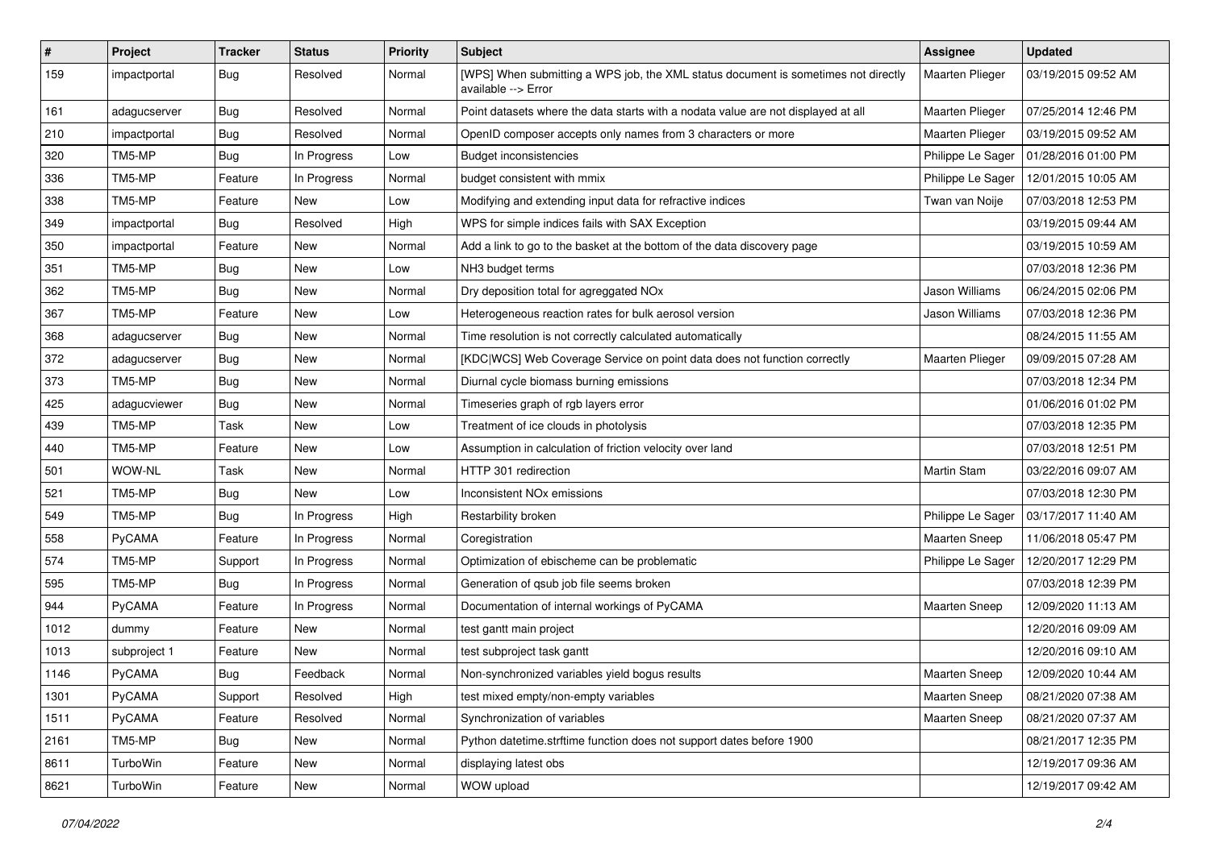| # | Project | Tracker | Status | Priority | Subject | Assignee | Updated |
|---|---|---|---|---|---|---|---|
| 159 | impactportal | Bug | Resolved | Normal | [WPS] When submitting a WPS job, the XML status document is sometimes not directly available --> Error | Maarten Plieger | 03/19/2015 09:52 AM |
| 161 | adagucserver | Bug | Resolved | Normal | Point datasets where the data starts with a nodata value are not displayed at all | Maarten Plieger | 07/25/2014 12:46 PM |
| 210 | impactportal | Bug | Resolved | Normal | OpenID composer accepts only names from 3 characters or more | Maarten Plieger | 03/19/2015 09:52 AM |
| 320 | TM5-MP | Bug | In Progress | Low | Budget inconsistencies | Philippe Le Sager | 01/28/2016 01:00 PM |
| 336 | TM5-MP | Feature | In Progress | Normal | budget consistent with mmix | Philippe Le Sager | 12/01/2015 10:05 AM |
| 338 | TM5-MP | Feature | New | Low | Modifying and extending input data for refractive indices | Twan van Noije | 07/03/2018 12:53 PM |
| 349 | impactportal | Bug | Resolved | High | WPS for simple indices fails with SAX Exception | | 03/19/2015 09:44 AM |
| 350 | impactportal | Feature | New | Normal | Add a link to go to the basket at the bottom of the data discovery page | | 03/19/2015 10:59 AM |
| 351 | TM5-MP | Bug | New | Low | NH3 budget terms | | 07/03/2018 12:36 PM |
| 362 | TM5-MP | Bug | New | Normal | Dry deposition total for agreggated NOx | Jason Williams | 06/24/2015 02:06 PM |
| 367 | TM5-MP | Feature | New | Low | Heterogeneous reaction rates for bulk aerosol version | Jason Williams | 07/03/2018 12:36 PM |
| 368 | adagucserver | Bug | New | Normal | Time resolution is not correctly calculated automatically | | 08/24/2015 11:55 AM |
| 372 | adagucserver | Bug | New | Normal | [KDC\|WCS] Web Coverage Service on point data does not function correctly | Maarten Plieger | 09/09/2015 07:28 AM |
| 373 | TM5-MP | Bug | New | Normal | Diurnal cycle biomass burning emissions | | 07/03/2018 12:34 PM |
| 425 | adagucviewer | Bug | New | Normal | Timeseries graph of rgb layers error | | 01/06/2016 01:02 PM |
| 439 | TM5-MP | Task | New | Low | Treatment of ice clouds in photolysis | | 07/03/2018 12:35 PM |
| 440 | TM5-MP | Feature | New | Low | Assumption in calculation of friction velocity over land | | 07/03/2018 12:51 PM |
| 501 | WOW-NL | Task | New | Normal | HTTP 301 redirection | Martin Stam | 03/22/2016 09:07 AM |
| 521 | TM5-MP | Bug | New | Low | Inconsistent NOx emissions | | 07/03/2018 12:30 PM |
| 549 | TM5-MP | Bug | In Progress | High | Restarbility broken | Philippe Le Sager | 03/17/2017 11:40 AM |
| 558 | PyCAMA | Feature | In Progress | Normal | Coregistration | Maarten Sneep | 11/06/2018 05:47 PM |
| 574 | TM5-MP | Support | In Progress | Normal | Optimization of ebischeme can be problematic | Philippe Le Sager | 12/20/2017 12:29 PM |
| 595 | TM5-MP | Bug | In Progress | Normal | Generation of qsub job file seems broken | | 07/03/2018 12:39 PM |
| 944 | PyCAMA | Feature | In Progress | Normal | Documentation of internal workings of PyCAMA | Maarten Sneep | 12/09/2020 11:13 AM |
| 1012 | dummy | Feature | New | Normal | test gantt main project | | 12/20/2016 09:09 AM |
| 1013 | subproject 1 | Feature | New | Normal | test subproject task gantt | | 12/20/2016 09:10 AM |
| 1146 | PyCAMA | Bug | Feedback | Normal | Non-synchronized variables yield bogus results | Maarten Sneep | 12/09/2020 10:44 AM |
| 1301 | PyCAMA | Support | Resolved | High | test mixed empty/non-empty variables | Maarten Sneep | 08/21/2020 07:38 AM |
| 1511 | PyCAMA | Feature | Resolved | Normal | Synchronization of variables | Maarten Sneep | 08/21/2020 07:37 AM |
| 2161 | TM5-MP | Bug | New | Normal | Python datetime.strftime function does not support dates before 1900 | | 08/21/2017 12:35 PM |
| 8611 | TurboWin | Feature | New | Normal | displaying latest obs | | 12/19/2017 09:36 AM |
| 8621 | TurboWin | Feature | New | Normal | WOW upload | | 12/19/2017 09:42 AM |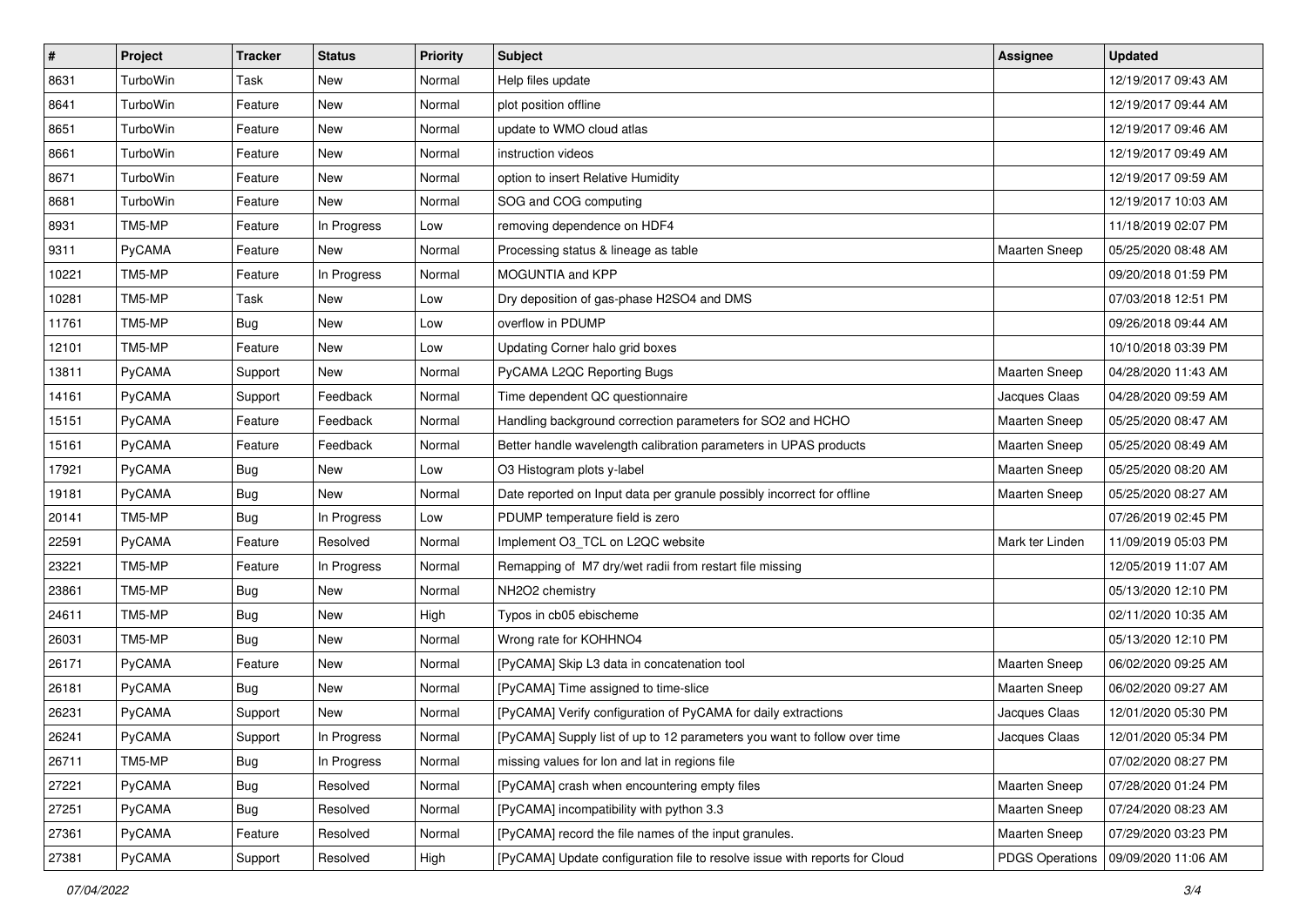| # | Project | Tracker | Status | Priority | Subject | Assignee | Updated |
|---|---|---|---|---|---|---|---|
| 8631 | TurboWin | Task | New | Normal | Help files update | | 12/19/2017 09:43 AM |
| 8641 | TurboWin | Feature | New | Normal | plot position offline | | 12/19/2017 09:44 AM |
| 8651 | TurboWin | Feature | New | Normal | update to WMO cloud atlas | | 12/19/2017 09:46 AM |
| 8661 | TurboWin | Feature | New | Normal | instruction videos | | 12/19/2017 09:49 AM |
| 8671 | TurboWin | Feature | New | Normal | option to insert Relative Humidity | | 12/19/2017 09:59 AM |
| 8681 | TurboWin | Feature | New | Normal | SOG and COG computing | | 12/19/2017 10:03 AM |
| 8931 | TM5-MP | Feature | In Progress | Low | removing dependence on HDF4 | | 11/18/2019 02:07 PM |
| 9311 | PyCAMA | Feature | New | Normal | Processing status & lineage as table | Maarten Sneep | 05/25/2020 08:48 AM |
| 10221 | TM5-MP | Feature | In Progress | Normal | MOGUNTIA and KPP | | 09/20/2018 01:59 PM |
| 10281 | TM5-MP | Task | New | Low | Dry deposition of gas-phase H2SO4 and DMS | | 07/03/2018 12:51 PM |
| 11761 | TM5-MP | Bug | New | Low | overflow in PDUMP | | 09/26/2018 09:44 AM |
| 12101 | TM5-MP | Feature | New | Low | Updating Corner halo grid boxes | | 10/10/2018 03:39 PM |
| 13811 | PyCAMA | Support | New | Normal | PyCAMA L2QC Reporting Bugs | Maarten Sneep | 04/28/2020 11:43 AM |
| 14161 | PyCAMA | Support | Feedback | Normal | Time dependent QC questionnaire | Jacques Claas | 04/28/2020 09:59 AM |
| 15151 | PyCAMA | Feature | Feedback | Normal | Handling background correction parameters for SO2 and HCHO | Maarten Sneep | 05/25/2020 08:47 AM |
| 15161 | PyCAMA | Feature | Feedback | Normal | Better handle wavelength calibration parameters in UPAS products | Maarten Sneep | 05/25/2020 08:49 AM |
| 17921 | PyCAMA | Bug | New | Low | O3 Histogram plots y-label | Maarten Sneep | 05/25/2020 08:20 AM |
| 19181 | PyCAMA | Bug | New | Normal | Date reported on Input data per granule possibly incorrect for offline | Maarten Sneep | 05/25/2020 08:27 AM |
| 20141 | TM5-MP | Bug | In Progress | Low | PDUMP temperature field is zero | | 07/26/2019 02:45 PM |
| 22591 | PyCAMA | Feature | Resolved | Normal | Implement O3_TCL on L2QC website | Mark ter Linden | 11/09/2019 05:03 PM |
| 23221 | TM5-MP | Feature | In Progress | Normal | Remapping of M7 dry/wet radii from restart file missing | | 12/05/2019 11:07 AM |
| 23861 | TM5-MP | Bug | New | Normal | NH2O2 chemistry | | 05/13/2020 12:10 PM |
| 24611 | TM5-MP | Bug | New | High | Typos in cb05 ebischeme | | 02/11/2020 10:35 AM |
| 26031 | TM5-MP | Bug | New | Normal | Wrong rate for KOHHNO4 | | 05/13/2020 12:10 PM |
| 26171 | PyCAMA | Feature | New | Normal | [PyCAMA] Skip L3 data in concatenation tool | Maarten Sneep | 06/02/2020 09:25 AM |
| 26181 | PyCAMA | Bug | New | Normal | [PyCAMA] Time assigned to time-slice | Maarten Sneep | 06/02/2020 09:27 AM |
| 26231 | PyCAMA | Support | New | Normal | [PyCAMA] Verify configuration of PyCAMA for daily extractions | Jacques Claas | 12/01/2020 05:30 PM |
| 26241 | PyCAMA | Support | In Progress | Normal | [PyCAMA] Supply list of up to 12 parameters you want to follow over time | Jacques Claas | 12/01/2020 05:34 PM |
| 26711 | TM5-MP | Bug | In Progress | Normal | missing values for lon and lat in regions file | | 07/02/2020 08:27 PM |
| 27221 | PyCAMA | Bug | Resolved | Normal | [PyCAMA] crash when encountering empty files | Maarten Sneep | 07/28/2020 01:24 PM |
| 27251 | PyCAMA | Bug | Resolved | Normal | [PyCAMA] incompatibility with python 3.3 | Maarten Sneep | 07/24/2020 08:23 AM |
| 27361 | PyCAMA | Feature | Resolved | Normal | [PyCAMA] record the file names of the input granules. | Maarten Sneep | 07/29/2020 03:23 PM |
| 27381 | PyCAMA | Support | Resolved | High | [PyCAMA] Update configuration file to resolve issue with reports for Cloud | PDGS Operations | 09/09/2020 11:06 AM |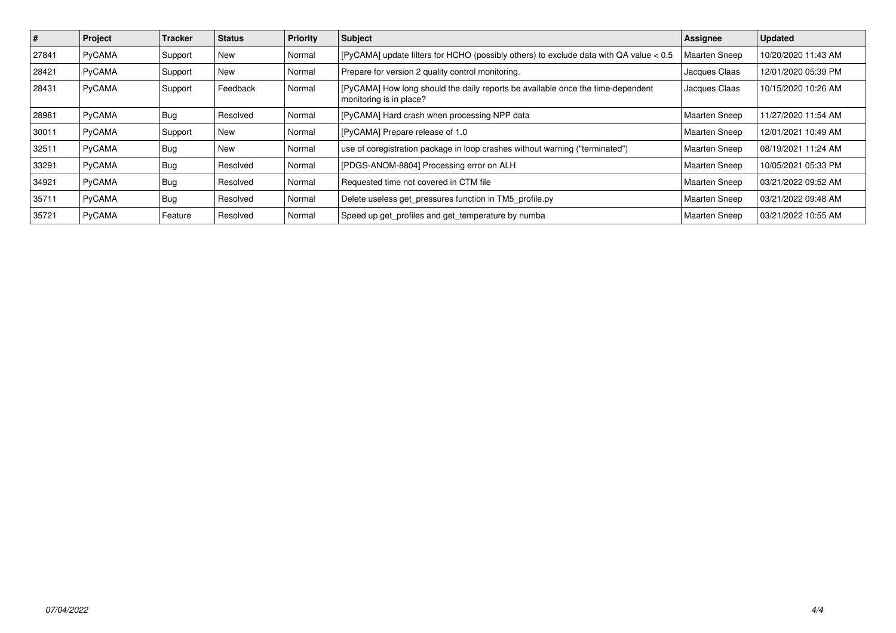| # | Project | Tracker | Status | Priority | Subject | Assignee | Updated |
|---|---|---|---|---|---|---|---|
| 27841 | PyCAMA | Support | New | Normal | [PyCAMA] update filters for HCHO (possibly others) to exclude data with QA value < 0.5 | Maarten Sneep | 10/20/2020 11:43 AM |
| 28421 | PyCAMA | Support | New | Normal | Prepare for version 2 quality control monitoring. | Jacques Claas | 12/01/2020 05:39 PM |
| 28431 | PyCAMA | Support | Feedback | Normal | [PyCAMA] How long should the daily reports be available once the time-dependent monitoring is in place? | Jacques Claas | 10/15/2020 10:26 AM |
| 28981 | PyCAMA | Bug | Resolved | Normal | [PyCAMA] Hard crash when processing NPP data | Maarten Sneep | 11/27/2020 11:54 AM |
| 30011 | PyCAMA | Support | New | Normal | [PyCAMA] Prepare release of 1.0 | Maarten Sneep | 12/01/2021 10:49 AM |
| 32511 | PyCAMA | Bug | New | Normal | use of coregistration package in loop crashes without warning ("terminated") | Maarten Sneep | 08/19/2021 11:24 AM |
| 33291 | PyCAMA | Bug | Resolved | Normal | [PDGS-ANOM-8804] Processing error on ALH | Maarten Sneep | 10/05/2021 05:33 PM |
| 34921 | PyCAMA | Bug | Resolved | Normal | Requested time not covered in CTM file | Maarten Sneep | 03/21/2022 09:52 AM |
| 35711 | PyCAMA | Bug | Resolved | Normal | Delete useless get_pressures function in TM5_profile.py | Maarten Sneep | 03/21/2022 09:48 AM |
| 35721 | PyCAMA | Feature | Resolved | Normal | Speed up get_profiles and get_temperature by numba | Maarten Sneep | 03/21/2022 10:55 AM |